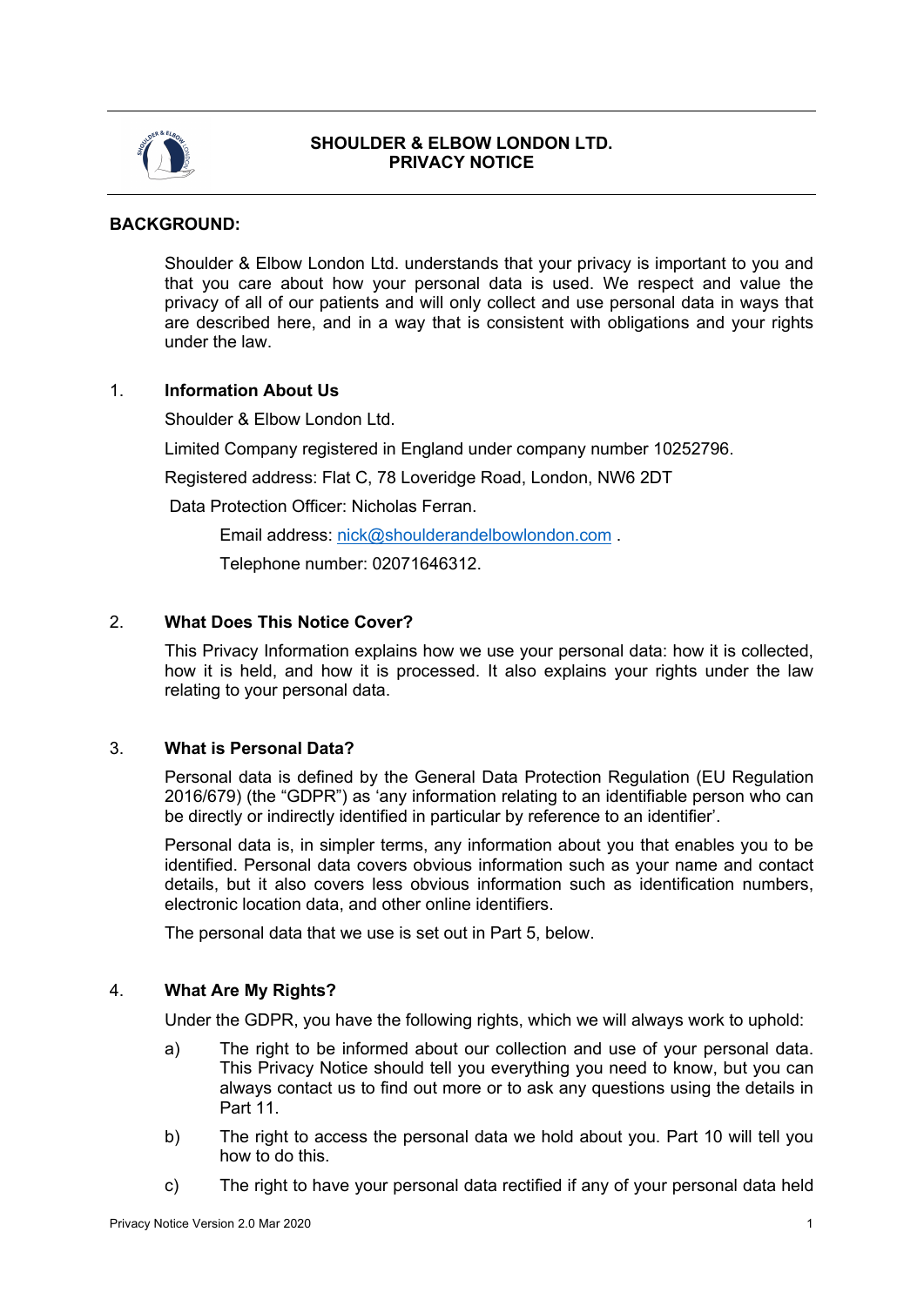# SHOULDER & ELBOW LONDON LTD.
# PRIVACY NOTICE

## BACKGROUND:

Shoulder & Elbow London Ltd. understands that your privacy is important to you and that you care about how your personal data is used. We respect and value the privacy of all of our patients and will only collect and use personal data in ways that are described here, and in a way that is consistent with obligations and your rights under the law.

## 1. Information About Us

Shoulder & Elbow London Ltd.

Limited Company registered in England under company number 10252796.

Registered address: Flat C, 78 Loveridge Road, London, NW6 2DT

Data Protection Officer: Nicholas Ferran.

Email address: nick@shoulderandelbowlondon.com .

Telephone number: 02071646312.

## 2. What Does This Notice Cover?

This Privacy Information explains how we use your personal data: how it is collected, how it is held, and how it is processed. It also explains your rights under the law relating to your personal data.

## 3. What is Personal Data?

Personal data is defined by the General Data Protection Regulation (EU Regulation 2016/679) (the "GDPR") as 'any information relating to an identifiable person who can be directly or indirectly identified in particular by reference to an identifier'.

Personal data is, in simpler terms, any information about you that enables you to be identified. Personal data covers obvious information such as your name and contact details, but it also covers less obvious information such as identification numbers, electronic location data, and other online identifiers.

The personal data that we use is set out in Part 5, below.

## 4. What Are My Rights?

Under the GDPR, you have the following rights, which we will always work to uphold:

a) The right to be informed about our collection and use of your personal data. This Privacy Notice should tell you everything you need to know, but you can always contact us to find out more or to ask any questions using the details in Part 11.

b) The right to access the personal data we hold about you. Part 10 will tell you how to do this.

c) The right to have your personal data rectified if any of your personal data held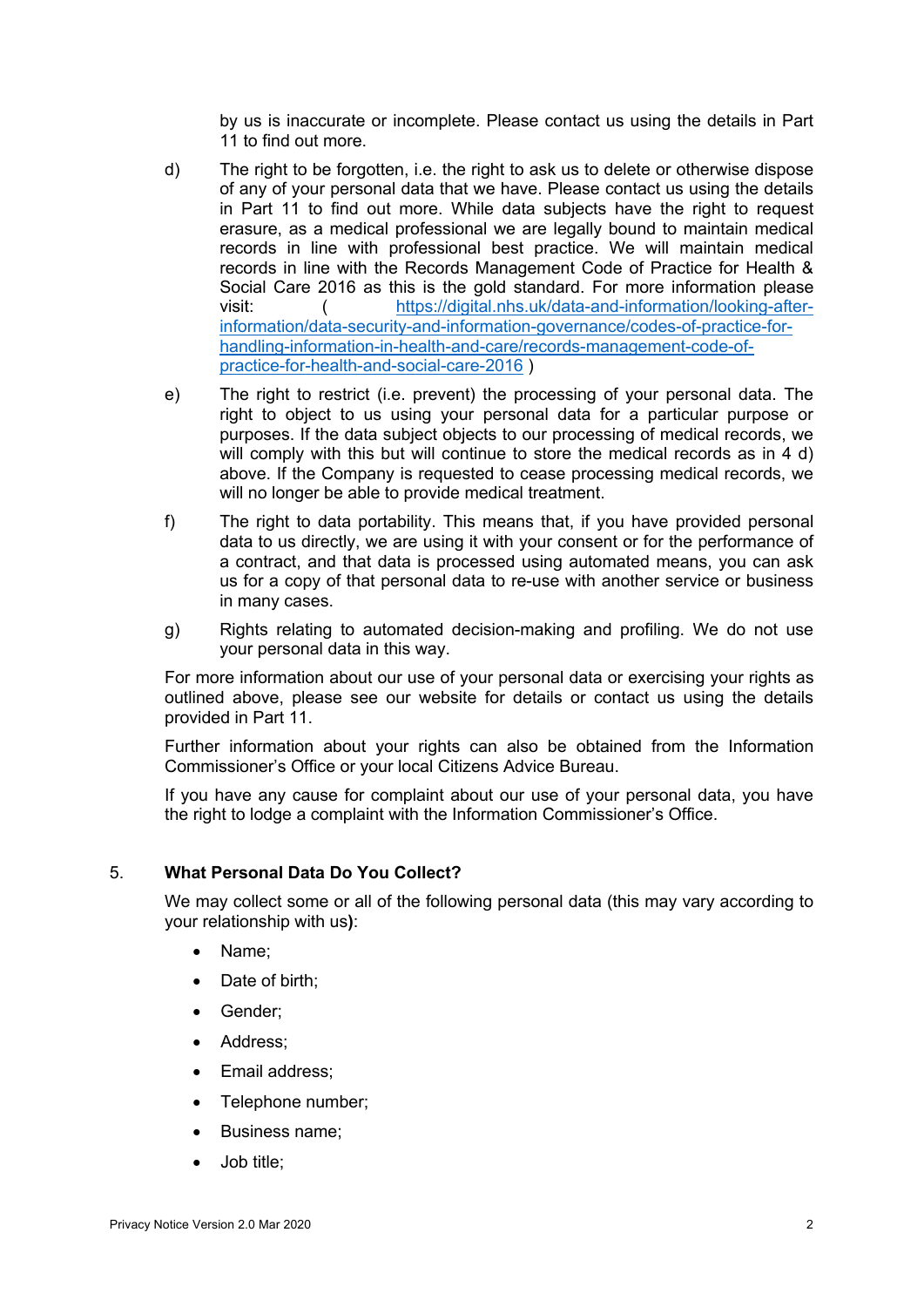by us is inaccurate or incomplete. Please contact us using the details in Part 11 to find out more.

d) The right to be forgotten, i.e. the right to ask us to delete or otherwise dispose of any of your personal data that we have. Please contact us using the details in Part 11 to find out more. While data subjects have the right to request erasure, as a medical professional we are legally bound to maintain medical records in line with professional best practice. We will maintain medical records in line with the Records Management Code of Practice for Health & Social Care 2016 as this is the gold standard. For more information please visit: ( https://digital.nhs.uk/data-and-information/looking-after-information/data-security-and-information-governance/codes-of-practice-for-handling-information-in-health-and-care/records-management-code-of-practice-for-health-and-social-care-2016 )

e) The right to restrict (i.e. prevent) the processing of your personal data. The right to object to us using your personal data for a particular purpose or purposes. If the data subject objects to our processing of medical records, we will comply with this but will continue to store the medical records as in 4 d) above. If the Company is requested to cease processing medical records, we will no longer be able to provide medical treatment.

f) The right to data portability. This means that, if you have provided personal data to us directly, we are using it with your consent or for the performance of a contract, and that data is processed using automated means, you can ask us for a copy of that personal data to re-use with another service or business in many cases.

g) Rights relating to automated decision-making and profiling. We do not use your personal data in this way.

For more information about our use of your personal data or exercising your rights as outlined above, please see our website for details or contact us using the details provided in Part 11.

Further information about your rights can also be obtained from the Information Commissioner's Office or your local Citizens Advice Bureau.

If you have any cause for complaint about our use of your personal data, you have the right to lodge a complaint with the Information Commissioner's Office.

## 5. What Personal Data Do You Collect?

We may collect some or all of the following personal data (this may vary according to your relationship with us**)**:

- Name;
- Date of birth;
- Gender;
- Address;
- Email address;
- Telephone number;
- Business name;
- Job title;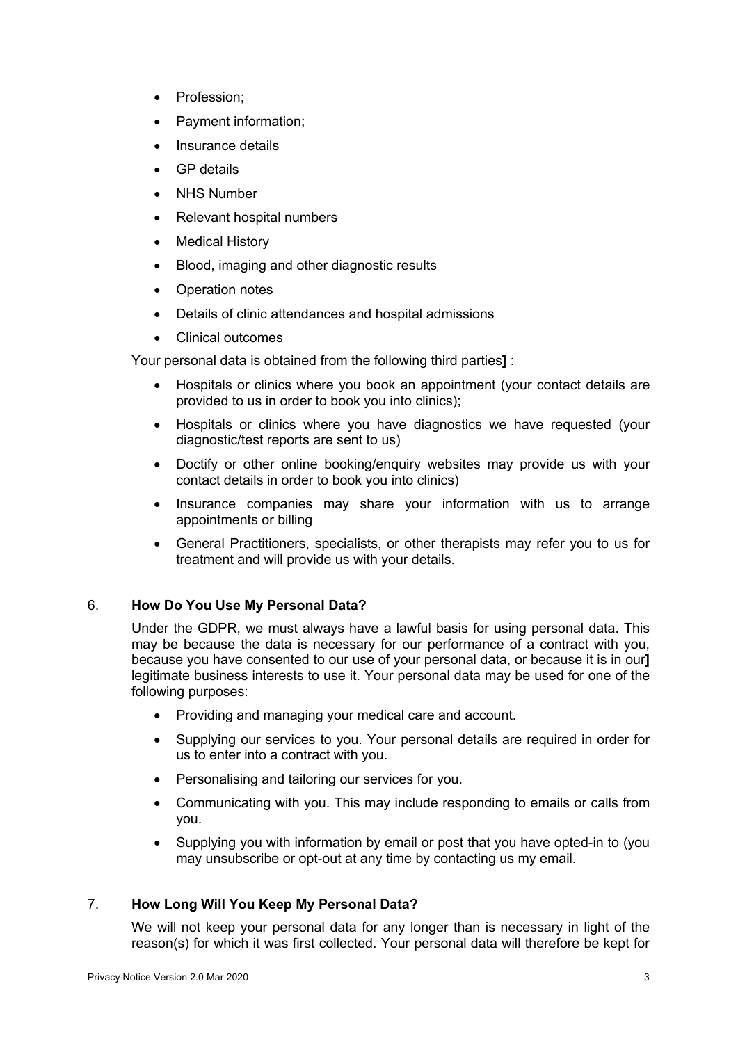- Profession;
- Payment information;
- Insurance details
- GP details
- NHS Number
- Relevant hospital numbers
- Medical History
- Blood, imaging and other diagnostic results
- Operation notes
- Details of clinic attendances and hospital admissions
- Clinical outcomes

Your personal data is obtained from the following third parties**]** :

- Hospitals or clinics where you book an appointment (your contact details are provided to us in order to book you into clinics);
- Hospitals or clinics where you have diagnostics we have requested (your diagnostic/test reports are sent to us)
- Doctify or other online booking/enquiry websites may provide us with your contact details in order to book you into clinics)
- Insurance companies may share your information with us to arrange appointments or billing
- General Practitioners, specialists, or other therapists may refer you to us for treatment and will provide us with your details.

## 6. **How Do You Use My Personal Data?**

Under the GDPR, we must always have a lawful basis for using personal data. This may be because the data is necessary for our performance of a contract with you, because you have consented to our use of your personal data, or because it is in our**]** legitimate business interests to use it. Your personal data may be used for one of the following purposes:

- Providing and managing your medical care and account.
- Supplying our services to you. Your personal details are required in order for us to enter into a contract with you.
- Personalising and tailoring our services for you.
- Communicating with you. This may include responding to emails or calls from you.
- Supplying you with information by email or post that you have opted-in to (you may unsubscribe or opt-out at any time by contacting us my email.

## 7. **How Long Will You Keep My Personal Data?**

We will not keep your personal data for any longer than is necessary in light of the reason(s) for which it was first collected. Your personal data will therefore be kept for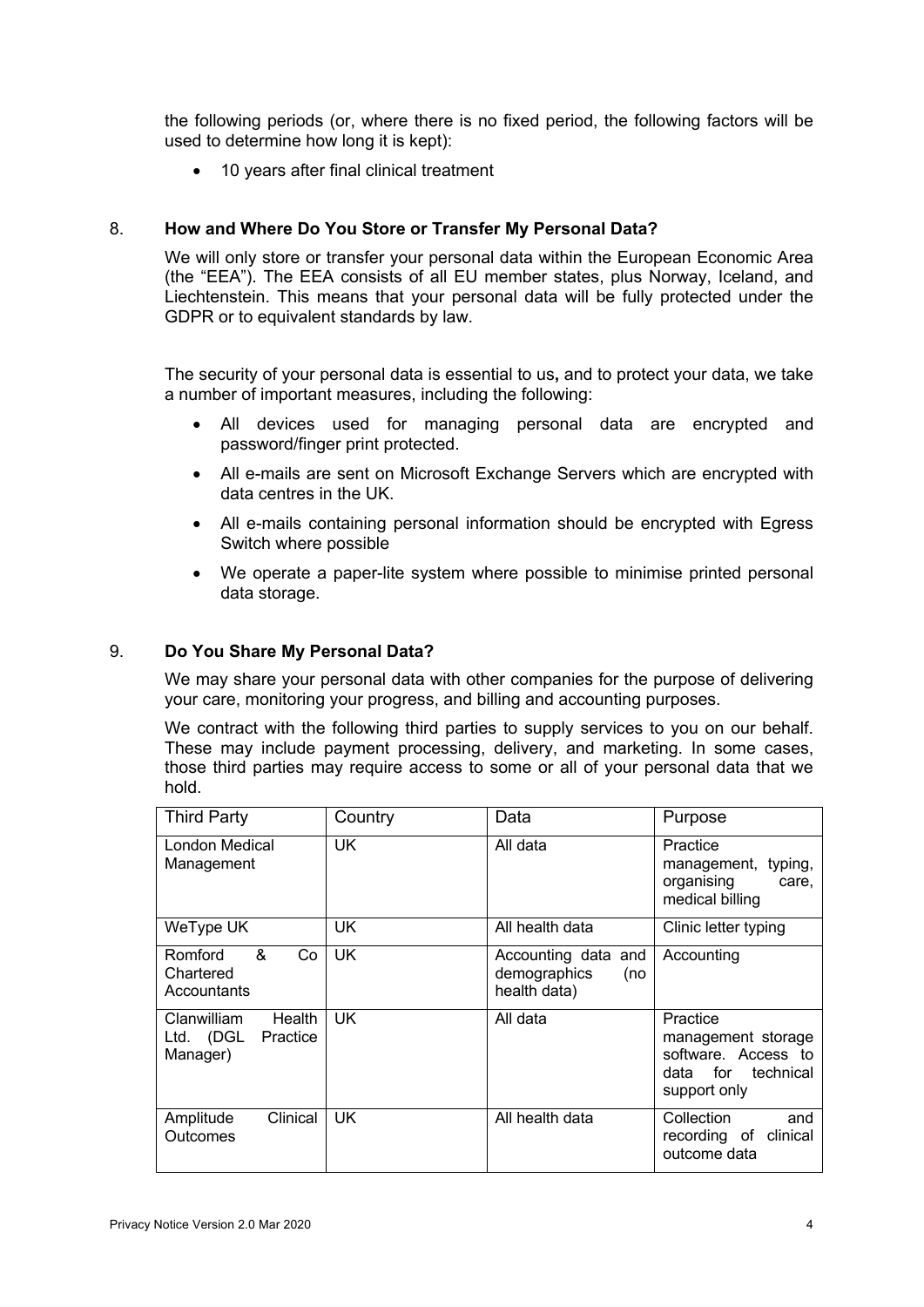the following periods (or, where there is no fixed period, the following factors will be used to determine how long it is kept):

- 10 years after final clinical treatment

## 8. How and Where Do You Store or Transfer My Personal Data?

We will only store or transfer your personal data within the European Economic Area (the "EEA"). The EEA consists of all EU member states, plus Norway, Iceland, and Liechtenstein. This means that your personal data will be fully protected under the GDPR or to equivalent standards by law.

The security of your personal data is essential to us**,** and to protect your data, we take a number of important measures, including the following:

- All devices used for managing personal data are encrypted and password/finger print protected.
- All e-mails are sent on Microsoft Exchange Servers which are encrypted with data centres in the UK.
- All e-mails containing personal information should be encrypted with Egress Switch where possible
- We operate a paper-lite system where possible to minimise printed personal data storage.

## 9. Do You Share My Personal Data?

We may share your personal data with other companies for the purpose of delivering your care, monitoring your progress, and billing and accounting purposes.

We contract with the following third parties to supply services to you on our behalf. These may include payment processing, delivery, and marketing. In some cases, those third parties may require access to some or all of your personal data that we hold.

| Third Party | Country | Data | Purpose |
|---|---|---|---|
| London Medical Management | UK | All data | Practice management, typing, organising care, medical billing |
| WeType UK | UK | All health data | Clinic letter typing |
| Romford & Co Chartered Accountants | UK | Accounting data and demographics (no health data) | Accounting |
| Clanwilliam Health Ltd. (DGL Practice Manager) | UK | All data | Practice management storage software. Access to data for technical support only |
| Amplitude Clinical Outcomes | UK | All health data | Collection and recording of clinical outcome data |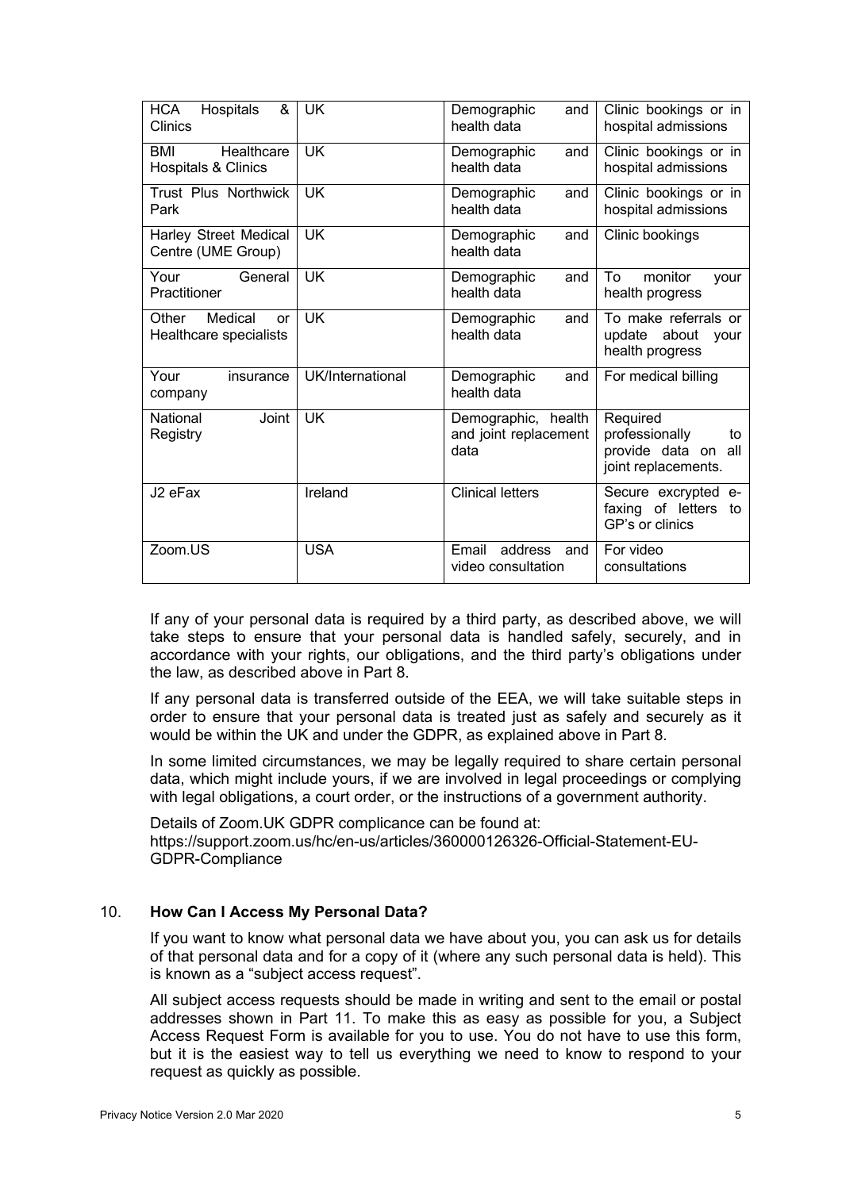| HCA Hospitals & Clinics | UK | Demographic and health data | Clinic bookings or in hospital admissions |
|---|---|---|---|
| BMI Healthcare Hospitals & Clinics | UK | Demographic and health data | Clinic bookings or in hospital admissions |
| Trust Plus Northwick Park | UK | Demographic and health data | Clinic bookings or in hospital admissions |
| Harley Street Medical Centre (UME Group) | UK | Demographic and health data | Clinic bookings |
| Your General Practitioner | UK | Demographic and health data | To monitor your health progress |
| Other Medical or Healthcare specialists | UK | Demographic and health data | To make referrals or update about your health progress |
| Your insurance company | UK/International | Demographic and health data | For medical billing |
| National Joint Registry | UK | Demographic, health and joint replacement data | Required professionally to provide data on all joint replacements. |
| J2 eFax | Ireland | Clinical letters | Secure excrypted e-faxing of letters to GP's or clinics |
| Zoom.US | USA | Email address and video consultation | For video consultations |

If any of your personal data is required by a third party, as described above, we will take steps to ensure that your personal data is handled safely, securely, and in accordance with your rights, our obligations, and the third party's obligations under the law, as described above in Part 8.

If any personal data is transferred outside of the EEA, we will take suitable steps in order to ensure that your personal data is treated just as safely and securely as it would be within the UK and under the GDPR, as explained above in Part 8.

In some limited circumstances, we may be legally required to share certain personal data, which might include yours, if we are involved in legal proceedings or complying with legal obligations, a court order, or the instructions of a government authority.

Details of Zoom.UK GDPR complicance can be found at:
https://support.zoom.us/hc/en-us/articles/360000126326-Official-Statement-EU-GDPR-Compliance

## 10. How Can I Access My Personal Data?

If you want to know what personal data we have about you, you can ask us for details of that personal data and for a copy of it (where any such personal data is held). This is known as a "subject access request".

All subject access requests should be made in writing and sent to the email or postal addresses shown in Part 11. To make this as easy as possible for you, a Subject Access Request Form is available for you to use. You do not have to use this form, but it is the easiest way to tell us everything we need to know to respond to your request as quickly as possible.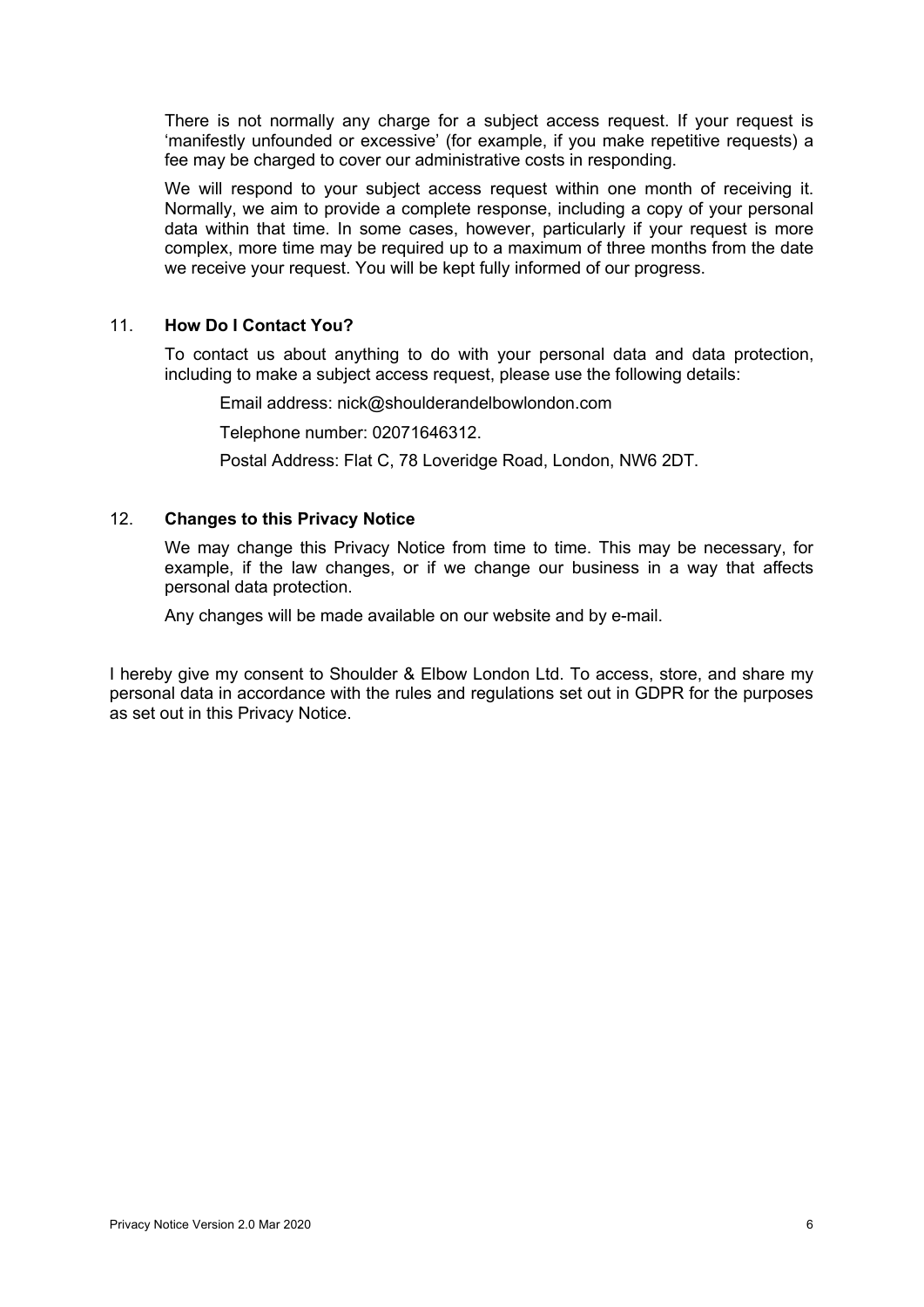There is not normally any charge for a subject access request. If your request is 'manifestly unfounded or excessive' (for example, if you make repetitive requests) a fee may be charged to cover our administrative costs in responding.

We will respond to your subject access request within one month of receiving it. Normally, we aim to provide a complete response, including a copy of your personal data within that time. In some cases, however, particularly if your request is more complex, more time may be required up to a maximum of three months from the date we receive your request. You will be kept fully informed of our progress.

## 11. **How Do I Contact You?**

To contact us about anything to do with your personal data and data protection, including to make a subject access request, please use the following details:

Email address: nick@shoulderandelbowlondon.com

Telephone number: 02071646312.

Postal Address: Flat C, 78 Loveridge Road, London, NW6 2DT.

## 12. **Changes to this Privacy Notice**

We may change this Privacy Notice from time to time. This may be necessary, for example, if the law changes, or if we change our business in a way that affects personal data protection.

Any changes will be made available on our website and by e-mail.

I hereby give my consent to Shoulder & Elbow London Ltd. To access, store, and share my personal data in accordance with the rules and regulations set out in GDPR for the purposes as set out in this Privacy Notice.